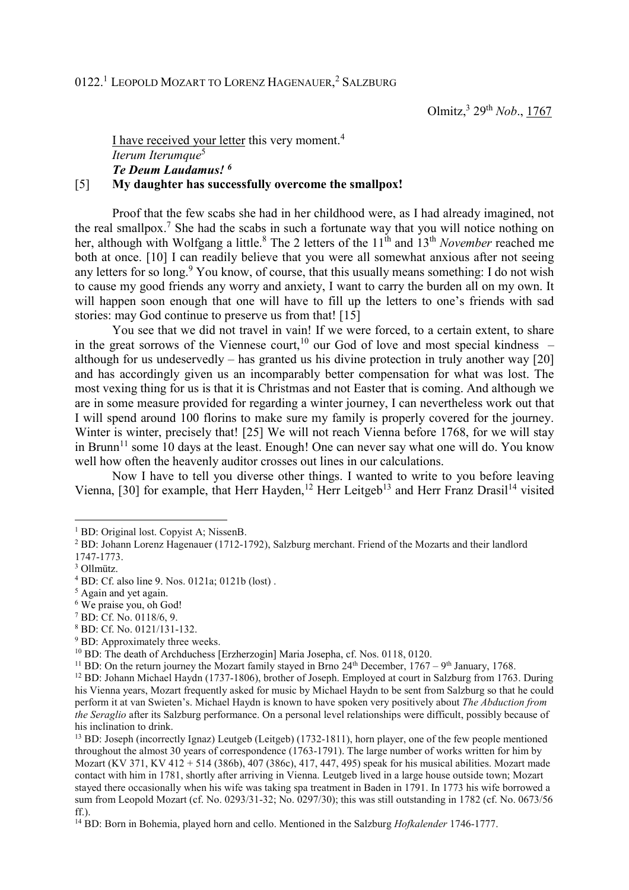0122.[1] LEOPOLD MOZART TO LORENZ HAGENAUER,[2] SALZBURG

Olmitz,[3] 29[th] *Nob*., 1767

I have received your letter this very moment.[4]
*Iterum Iterumque*[5]
***Te Deum Laudamus!*** [6]
[5] **My daughter has successfully overcome the smallpox!**

Proof that the few scabs she had in her childhood were, as I had already imagined, not the real smallpox.[7] She had the scabs in such a fortunate way that you will notice nothing on her, although with Wolfgang a little.[8] The 2 letters of the 11[th] and 13[th] *November* reached me both at once. [10] I can readily believe that you were all somewhat anxious after not seeing any letters for so long.[9] You know, of course, that this usually means something: I do not wish to cause my good friends any worry and anxiety, I want to carry the burden all on my own. It will happen soon enough that one will have to fill up the letters to one's friends with sad stories: may God continue to preserve us from that! [15]

You see that we did not travel in vain! If we were forced, to a certain extent, to share in the great sorrows of the Viennese court,[10] our God of love and most special kindness – although for us undeservedly – has granted us his divine protection in truly another way [20] and has accordingly given us an incomparably better compensation for what was lost. The most vexing thing for us is that it is Christmas and not Easter that is coming. And although we are in some measure provided for regarding a winter journey, I can nevertheless work out that I will spend around 100 florins to make sure my family is properly covered for the journey. Winter is winter, precisely that! [25] We will not reach Vienna before 1768, for we will stay in Brunn[11] some 10 days at the least. Enough! One can never say what one will do. You know well how often the heavenly auditor crosses out lines in our calculations.

Now I have to tell you diverse other things. I wanted to write to you before leaving Vienna, [30] for example, that Herr Hayden,[12] Herr Leitgeb[13] and Herr Franz Drasil[14] visited

---

[1] BD: Original lost. Copyist A; NissenB.

[2] BD: Johann Lorenz Hagenauer (1712-1792), Salzburg merchant. Friend of the Mozarts and their landlord 1747-1773.

[3] Ollmütz.

[4] BD: Cf. also line 9. Nos. 0121a; 0121b (lost) .

[5] Again and yet again.

[6] We praise you, oh God!

[7] BD: Cf. No. 0118/6, 9.

[8] BD: Cf. No. 0121/131-132.

[9] BD: Approximately three weeks.

[10] BD: The death of Archduchess [Erzherzogin] Maria Josepha, cf. Nos. 0118, 0120.

[11] BD: On the return journey the Mozart family stayed in Brno 24[th] December, 1767 – 9[th] January, 1768.

[12] BD: Johann Michael Haydn (1737-1806), brother of Joseph. Employed at court in Salzburg from 1763. During his Vienna years, Mozart frequently asked for music by Michael Haydn to be sent from Salzburg so that he could perform it at van Swieten's. Michael Haydn is known to have spoken very positively about *The Abduction from the Seraglio* after its Salzburg performance. On a personal level relationships were difficult, possibly because of his inclination to drink.

[13] BD: Joseph (incorrectly Ignaz) Leutgeb (Leitgeb) (1732-1811), horn player, one of the few people mentioned throughout the almost 30 years of correspondence (1763-1791). The large number of works written for him by Mozart (KV 371, KV 412 + 514 (386b), 407 (386c), 417, 447, 495) speak for his musical abilities. Mozart made contact with him in 1781, shortly after arriving in Vienna. Leutgeb lived in a large house outside town; Mozart stayed there occasionally when his wife was taking spa treatment in Baden in 1791. In 1773 his wife borrowed a sum from Leopold Mozart (cf. No. 0293/31-32; No. 0297/30); this was still outstanding in 1782 (cf. No. 0673/56 ff.).

[14] BD: Born in Bohemia, played horn and cello. Mentioned in the Salzburg *Hofkalender* 1746-1777.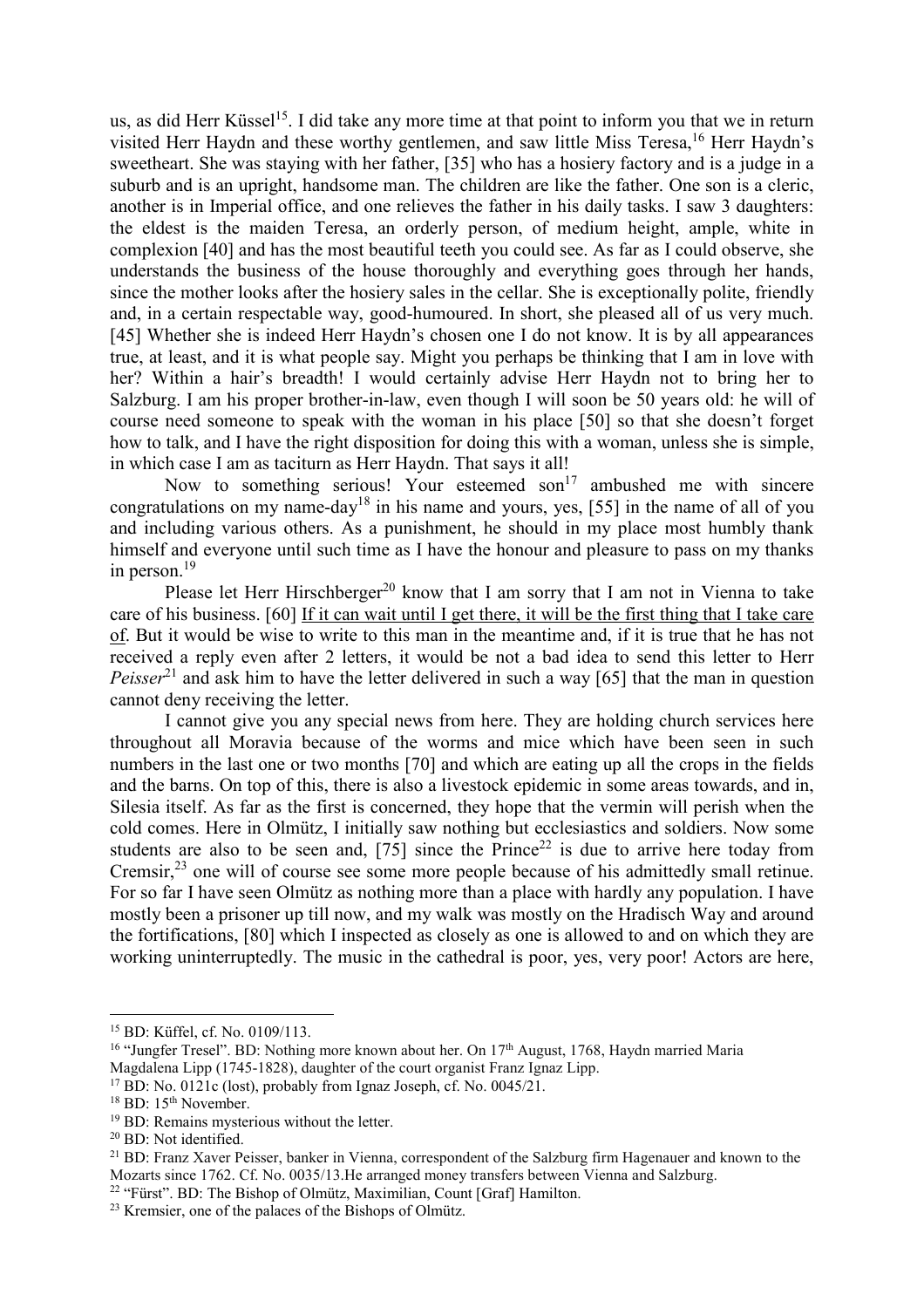us, as did Herr Küssel[15]. I did take any more time at that point to inform you that we in return visited Herr Haydn and these worthy gentlemen, and saw little Miss Teresa,[16] Herr Haydn's sweetheart. She was staying with her father, [35] who has a hosiery factory and is a judge in a suburb and is an upright, handsome man. The children are like the father. One son is a cleric, another is in Imperial office, and one relieves the father in his daily tasks. I saw 3 daughters: the eldest is the maiden Teresa, an orderly person, of medium height, ample, white in complexion [40] and has the most beautiful teeth you could see. As far as I could observe, she understands the business of the house thoroughly and everything goes through her hands, since the mother looks after the hosiery sales in the cellar. She is exceptionally polite, friendly and, in a certain respectable way, good-humoured. In short, she pleased all of us very much. [45] Whether she is indeed Herr Haydn's chosen one I do not know. It is by all appearances true, at least, and it is what people say. Might you perhaps be thinking that I am in love with her? Within a hair's breadth! I would certainly advise Herr Haydn not to bring her to Salzburg. I am his proper brother-in-law, even though I will soon be 50 years old: he will of course need someone to speak with the woman in his place [50] so that she doesn't forget how to talk, and I have the right disposition for doing this with a woman, unless she is simple, in which case I am as taciturn as Herr Haydn. That says it all!

Now to something serious! Your esteemed son[17] ambushed me with sincere congratulations on my name-day[18] in his name and yours, yes, [55] in the name of all of you and including various others. As a punishment, he should in my place most humbly thank himself and everyone until such time as I have the honour and pleasure to pass on my thanks in person.[19]

Please let Herr Hirschberger[20] know that I am sorry that I am not in Vienna to take care of his business. [60] <u>If it can wait until I get there, it will be the first thing that I take care of</u>. But it would be wise to write to this man in the meantime and, if it is true that he has not received a reply even after 2 letters, it would be not a bad idea to send this letter to Herr *Peisser*[21] and ask him to have the letter delivered in such a way [65] that the man in question cannot deny receiving the letter.

I cannot give you any special news from here. They are holding church services here throughout all Moravia because of the worms and mice which have been seen in such numbers in the last one or two months [70] and which are eating up all the crops in the fields and the barns. On top of this, there is also a livestock epidemic in some areas towards, and in, Silesia itself. As far as the first is concerned, they hope that the vermin will perish when the cold comes. Here in Olmütz, I initially saw nothing but ecclesiastics and soldiers. Now some students are also to be seen and, [75] since the Prince[22] is due to arrive here today from Cremsir,[23] one will of course see some more people because of his admittedly small retinue. For so far I have seen Olmütz as nothing more than a place with hardly any population. I have mostly been a prisoner up till now, and my walk was mostly on the Hradisch Way and around the fortifications, [80] which I inspected as closely as one is allowed to and on which they are working uninterruptedly. The music in the cathedral is poor, yes, very poor! Actors are here,

---

[15] BD: Küffel, cf. No. 0109/113.

[16] "Jungfer Tresel". BD: Nothing more known about her. On 17th August, 1768, Haydn married Maria Magdalena Lipp (1745-1828), daughter of the court organist Franz Ignaz Lipp.

[17] BD: No. 0121c (lost), probably from Ignaz Joseph, cf. No. 0045/21.

[18] BD: 15th November.

[19] BD: Remains mysterious without the letter.

[20] BD: Not identified.

[21] BD: Franz Xaver Peisser, banker in Vienna, correspondent of the Salzburg firm Hagenauer and known to the Mozarts since 1762. Cf. No. 0035/13.He arranged money transfers between Vienna and Salzburg.

[22] "Fürst". BD: The Bishop of Olmütz, Maximilian, Count [Graf] Hamilton.

[23] Kremsier, one of the palaces of the Bishops of Olmütz.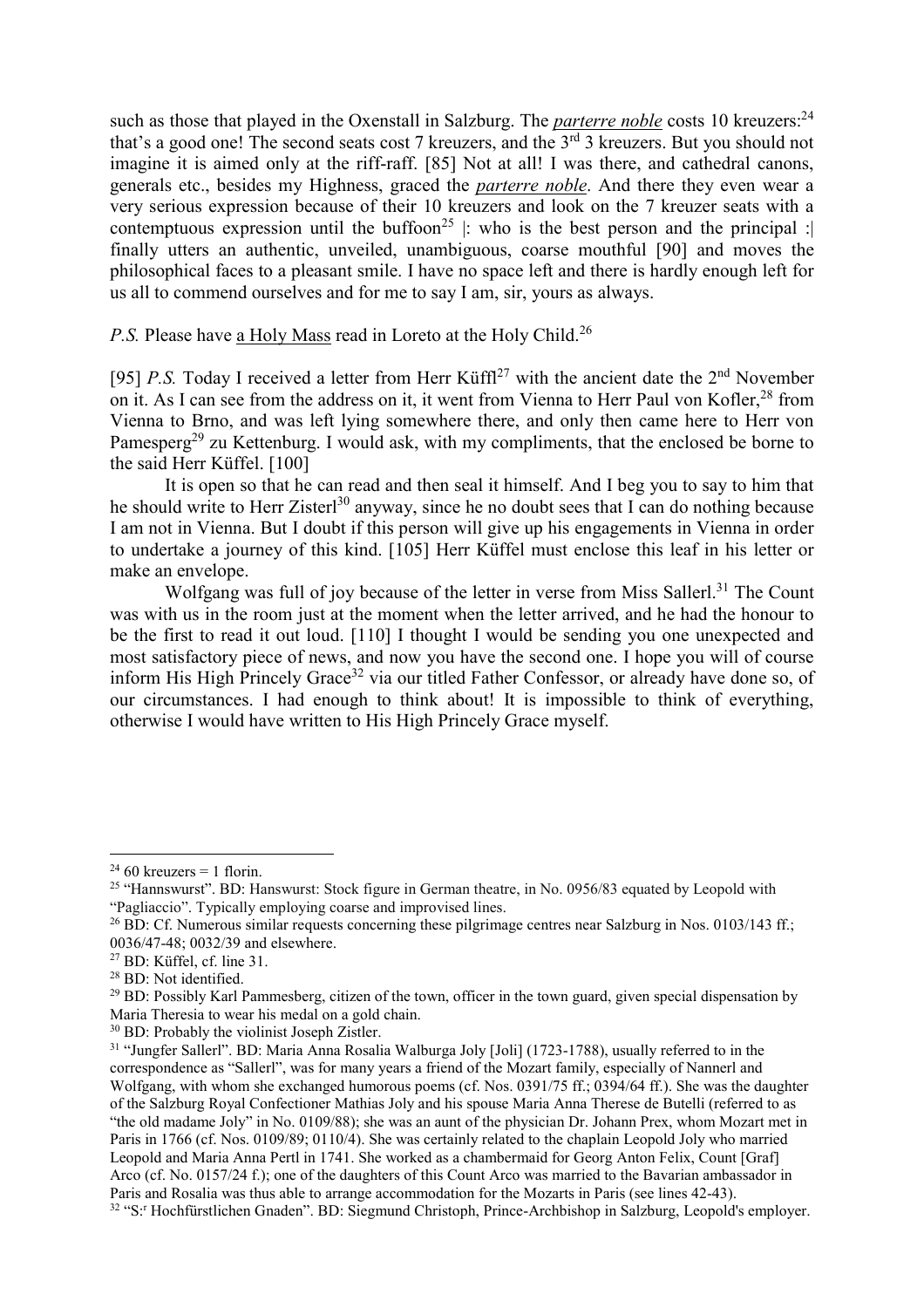such as those that played in the Oxenstall in Salzburg. The *parterre noble* costs 10 kreuzers:[24] that's a good one! The second seats cost 7 kreuzers, and the 3rd 3 kreuzers. But you should not imagine it is aimed only at the riff-raff. [85] Not at all! I was there, and cathedral canons, generals etc., besides my Highness, graced the *parterre noble*. And there they even wear a very serious expression because of their 10 kreuzers and look on the 7 kreuzer seats with a contemptuous expression until the buffoon[25] |: who is the best person and the principal :| finally utters an authentic, unveiled, unambiguous, coarse mouthful [90] and moves the philosophical faces to a pleasant smile. I have no space left and there is hardly enough left for us all to commend ourselves and for me to say I am, sir, yours as always.

*P.S.* Please have a Holy Mass read in Loreto at the Holy Child.[26]

[95] *P.S.* Today I received a letter from Herr Küffl[27] with the ancient date the 2nd November on it. As I can see from the address on it, it went from Vienna to Herr Paul von Kofler,[28] from Vienna to Brno, and was left lying somewhere there, and only then came here to Herr von Pamesperg[29] zu Kettenburg. I would ask, with my compliments, that the enclosed be borne to the said Herr Küffel. [100]

It is open so that he can read and then seal it himself. And I beg you to say to him that he should write to Herr Zisterl[30] anyway, since he no doubt sees that I can do nothing because I am not in Vienna. But I doubt if this person will give up his engagements in Vienna in order to undertake a journey of this kind. [105] Herr Küffel must enclose this leaf in his letter or make an envelope.

Wolfgang was full of joy because of the letter in verse from Miss Sallerl.[31] The Count was with us in the room just at the moment when the letter arrived, and he had the honour to be the first to read it out loud. [110] I thought I would be sending you one unexpected and most satisfactory piece of news, and now you have the second one. I hope you will of course inform His High Princely Grace[32] via our titled Father Confessor, or already have done so, of our circumstances. I had enough to think about! It is impossible to think of everything, otherwise I would have written to His High Princely Grace myself.

---

[24] 60 kreuzers = 1 florin.

[25] "Hannswurst". BD: Hanswurst: Stock figure in German theatre, in No. 0956/83 equated by Leopold with "Pagliaccio". Typically employing coarse and improvised lines.

[26] BD: Cf. Numerous similar requests concerning these pilgrimage centres near Salzburg in Nos. 0103/143 ff.; 0036/47-48; 0032/39 and elsewhere.

[27] BD: Küffel, cf. line 31.

[28] BD: Not identified.

[29] BD: Possibly Karl Pammesberg, citizen of the town, officer in the town guard, given special dispensation by Maria Theresia to wear his medal on a gold chain.

[30] BD: Probably the violinist Joseph Zistler.

[31] "Jungfer Sallerl". BD: Maria Anna Rosalia Walburga Joly [Joli] (1723-1788), usually referred to in the correspondence as "Sallerl", was for many years a friend of the Mozart family, especially of Nannerl and Wolfgang, with whom she exchanged humorous poems (cf. Nos. 0391/75 ff.; 0394/64 ff.). She was the daughter of the Salzburg Royal Confectioner Mathias Joly and his spouse Maria Anna Therese de Butelli (referred to as "the old madame Joly" in No. 0109/88); she was an aunt of the physician Dr. Johann Prex, whom Mozart met in Paris in 1766 (cf. Nos. 0109/89; 0110/4). She was certainly related to the chaplain Leopold Joly who married Leopold and Maria Anna Pertl in 1741. She worked as a chambermaid for Georg Anton Felix, Count [Graf] Arco (cf. No. 0157/24 f.); one of the daughters of this Count Arco was married to the Bavarian ambassador in Paris and Rosalia was thus able to arrange accommodation for the Mozarts in Paris (see lines 42-43).

[32] "S:r Hochfürstlichen Gnaden". BD: Siegmund Christoph, Prince-Archbishop in Salzburg, Leopold's employer.